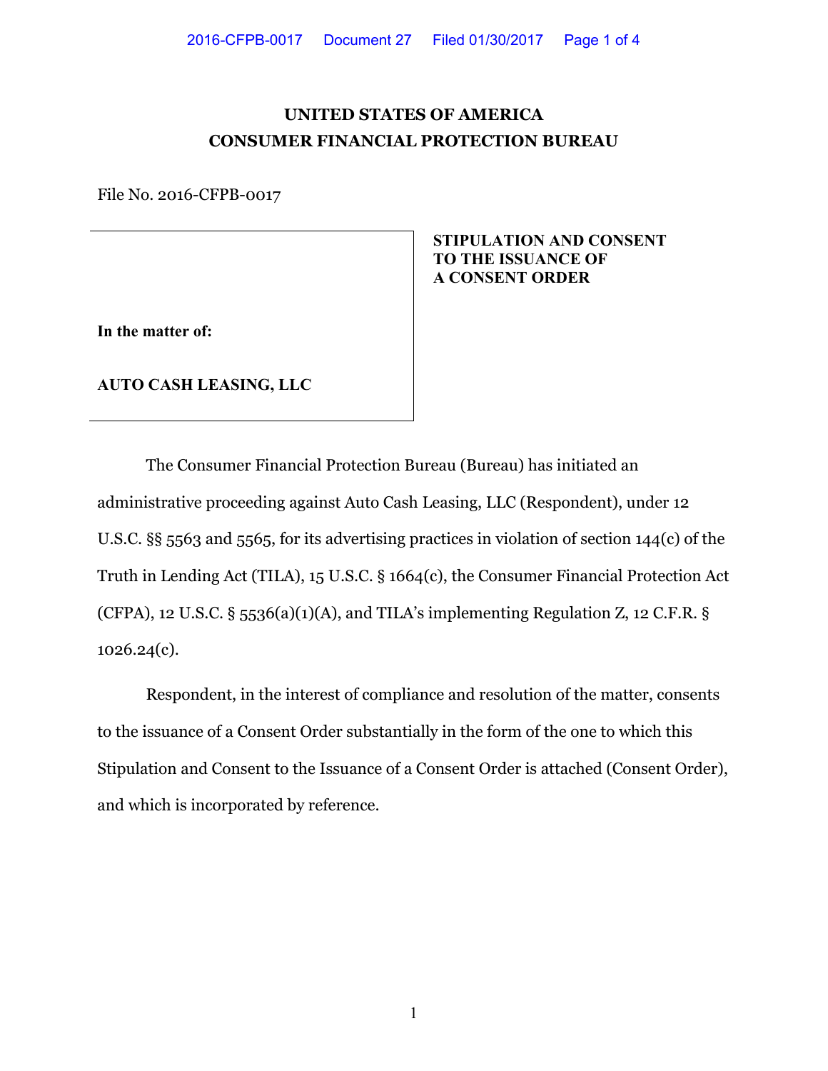# UNITED STATES OF AMERICA
# CONSUMER FINANCIAL PROTECTION BUREAU

File No. 2016-CFPB-0017

**In the matter of:**

**AUTO CASH LEASING, LLC**

**STIPULATION AND CONSENT TO THE ISSUANCE OF A CONSENT ORDER**

The Consumer Financial Protection Bureau (Bureau) has initiated an administrative proceeding against Auto Cash Leasing, LLC (Respondent), under 12 U.S.C. §§ 5563 and 5565, for its advertising practices in violation of section 144(c) of the Truth in Lending Act (TILA), 15 U.S.C. § 1664(c), the Consumer Financial Protection Act (CFPA), 12 U.S.C. § 5536(a)(1)(A), and TILA's implementing Regulation Z, 12 C.F.R. § 1026.24(c).

Respondent, in the interest of compliance and resolution of the matter, consents to the issuance of a Consent Order substantially in the form of the one to which this Stipulation and Consent to the Issuance of a Consent Order is attached (Consent Order), and which is incorporated by reference.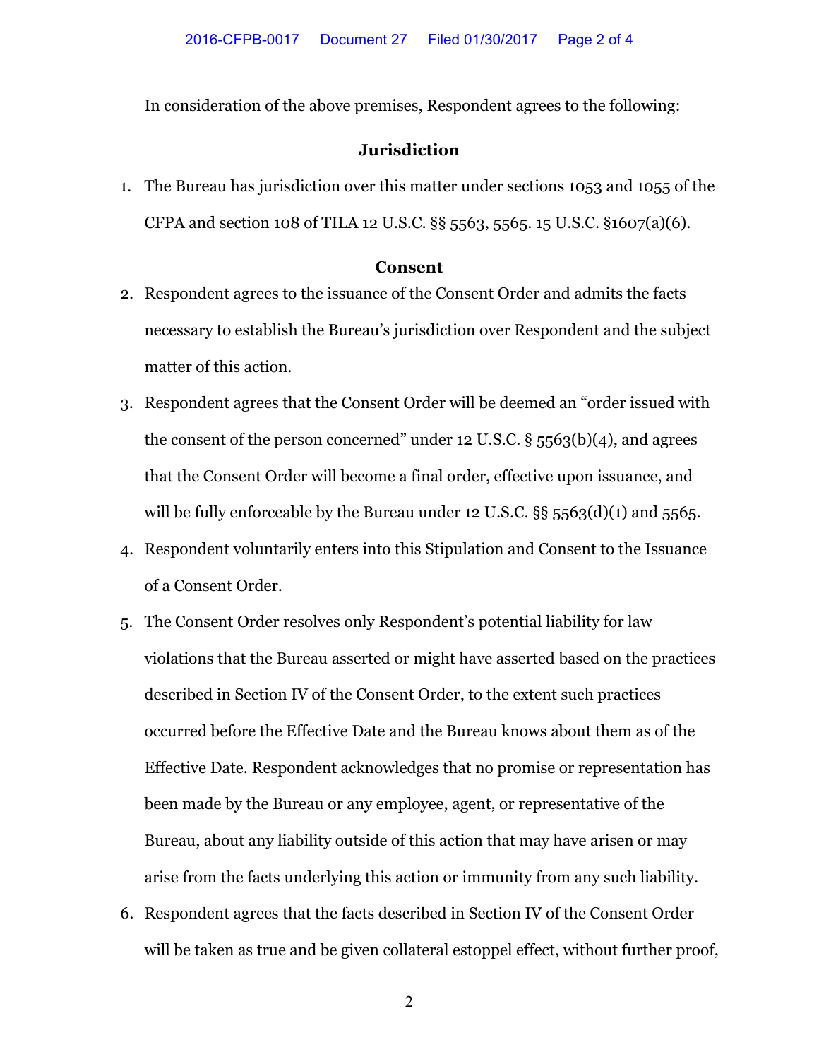In consideration of the above premises, Respondent agrees to the following:

## Jurisdiction

1. The Bureau has jurisdiction over this matter under sections 1053 and 1055 of the CFPA and section 108 of TILA 12 U.S.C. §§ 5563, 5565. 15 U.S.C. §1607(a)(6).

## Consent

2. Respondent agrees to the issuance of the Consent Order and admits the facts necessary to establish the Bureau's jurisdiction over Respondent and the subject matter of this action.
3. Respondent agrees that the Consent Order will be deemed an "order issued with the consent of the person concerned" under 12 U.S.C. § 5563(b)(4), and agrees that the Consent Order will become a final order, effective upon issuance, and will be fully enforceable by the Bureau under 12 U.S.C. §§ 5563(d)(1) and 5565.
4. Respondent voluntarily enters into this Stipulation and Consent to the Issuance of a Consent Order.
5. The Consent Order resolves only Respondent's potential liability for law violations that the Bureau asserted or might have asserted based on the practices described in Section IV of the Consent Order, to the extent such practices occurred before the Effective Date and the Bureau knows about them as of the Effective Date. Respondent acknowledges that no promise or representation has been made by the Bureau or any employee, agent, or representative of the Bureau, about any liability outside of this action that may have arisen or may arise from the facts underlying this action or immunity from any such liability.
6. Respondent agrees that the facts described in Section IV of the Consent Order will be taken as true and be given collateral estoppel effect, without further proof,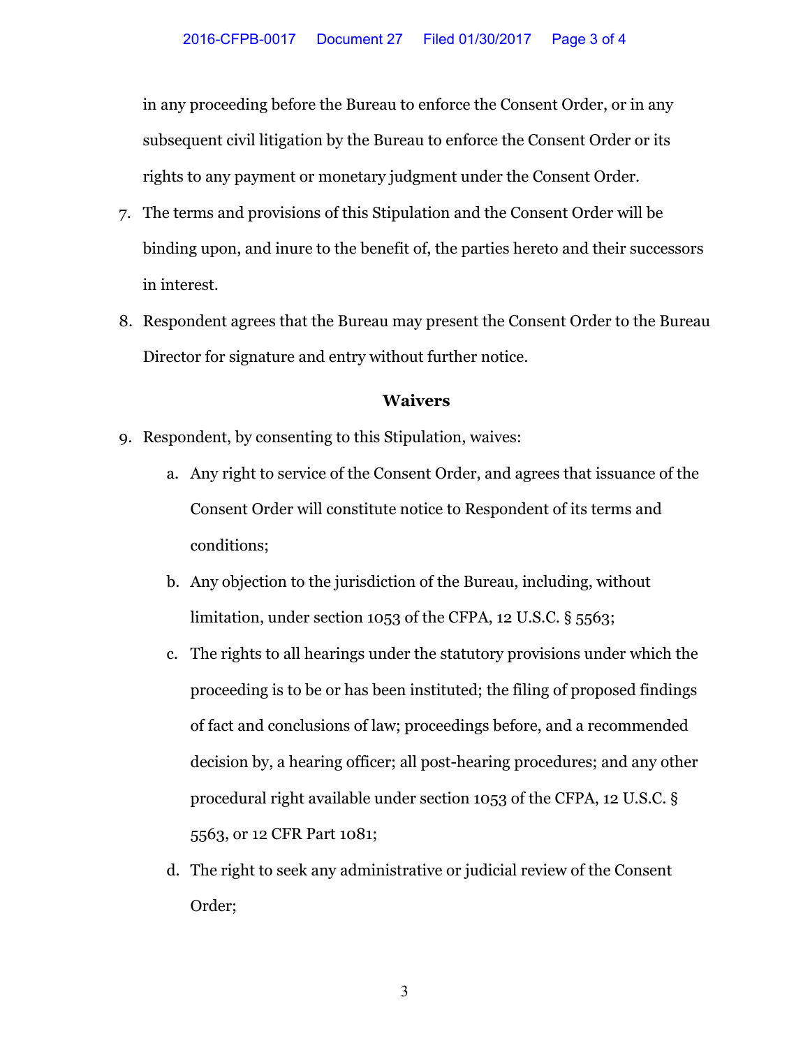in any proceeding before the Bureau to enforce the Consent Order, or in any subsequent civil litigation by the Bureau to enforce the Consent Order or its rights to any payment or monetary judgment under the Consent Order.

7. The terms and provisions of this Stipulation and the Consent Order will be binding upon, and inure to the benefit of, the parties hereto and their successors in interest.

8. Respondent agrees that the Bureau may present the Consent Order to the Bureau Director for signature and entry without further notice.

### Waivers

9. Respondent, by consenting to this Stipulation, waives:

   a. Any right to service of the Consent Order, and agrees that issuance of the Consent Order will constitute notice to Respondent of its terms and conditions;

   b. Any objection to the jurisdiction of the Bureau, including, without limitation, under section 1053 of the CFPA, 12 U.S.C. § 5563;

   c. The rights to all hearings under the statutory provisions under which the proceeding is to be or has been instituted; the filing of proposed findings of fact and conclusions of law; proceedings before, and a recommended decision by, a hearing officer; all post-hearing procedures; and any other procedural right available under section 1053 of the CFPA, 12 U.S.C. § 5563, or 12 CFR Part 1081;

   d. The right to seek any administrative or judicial review of the Consent Order;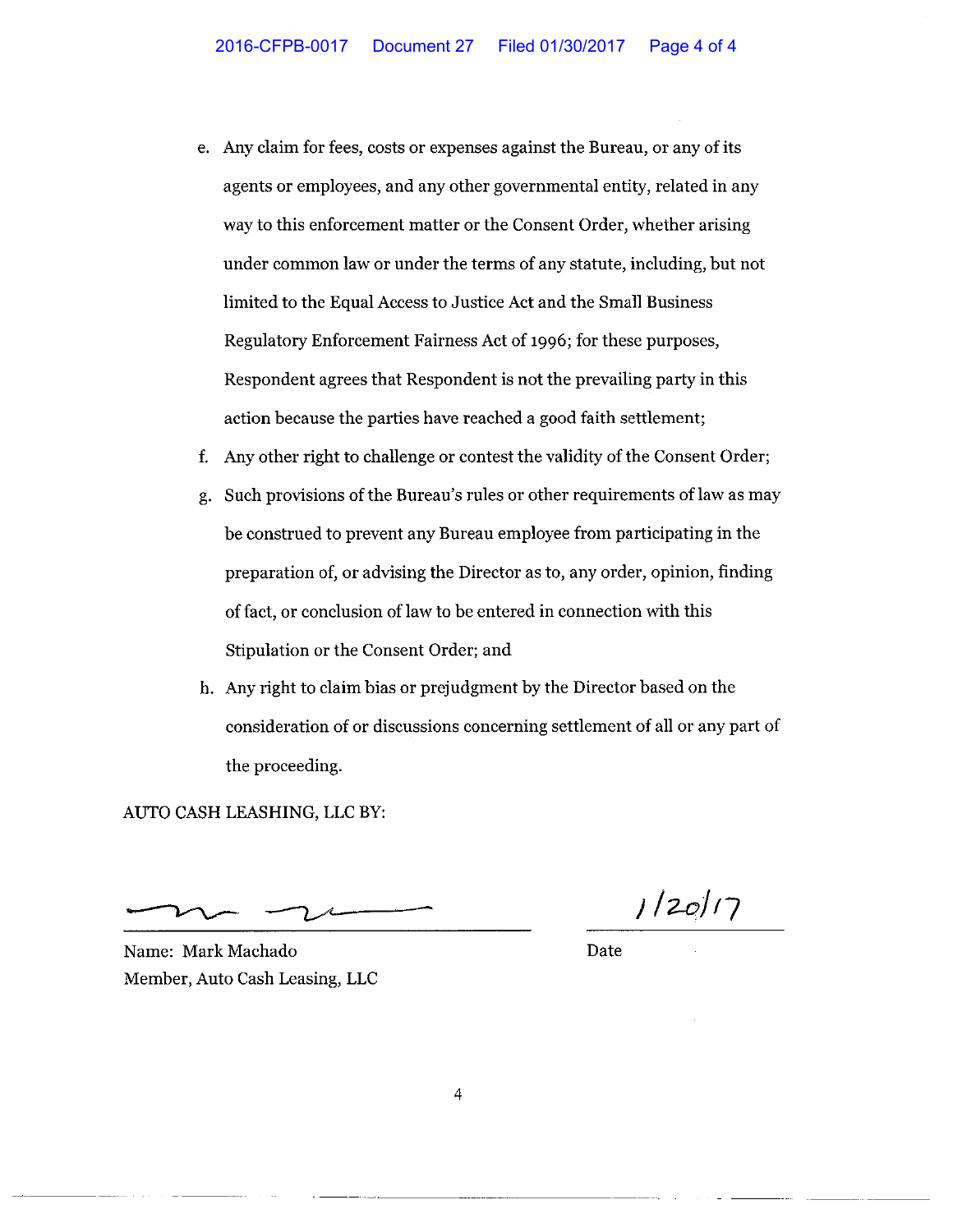e. Any claim for fees, costs or expenses against the Bureau, or any of its agents or employees, and any other governmental entity, related in any way to this enforcement matter or the Consent Order, whether arising under common law or under the terms of any statute, including, but not limited to the Equal Access to Justice Act and the Small Business Regulatory Enforcement Fairness Act of 1996; for these purposes, Respondent agrees that Respondent is not the prevailing party in this action because the parties have reached a good faith settlement;

f. Any other right to challenge or contest the validity of the Consent Order;

g. Such provisions of the Bureau's rules or other requirements of law as may be construed to prevent any Bureau employee from participating in the preparation of, or advising the Director as to, any order, opinion, finding of fact, or conclusion of law to be entered in connection with this Stipulation or the Consent Order; and

h. Any right to claim bias or prejudgment by the Director based on the consideration of or discussions concerning settlement of all or any part of the proceeding.

AUTO CASH LEASING, LLC BY:

Name: Mark Machado
Member, Auto Cash Leasing, LLC

1/20/17
Date